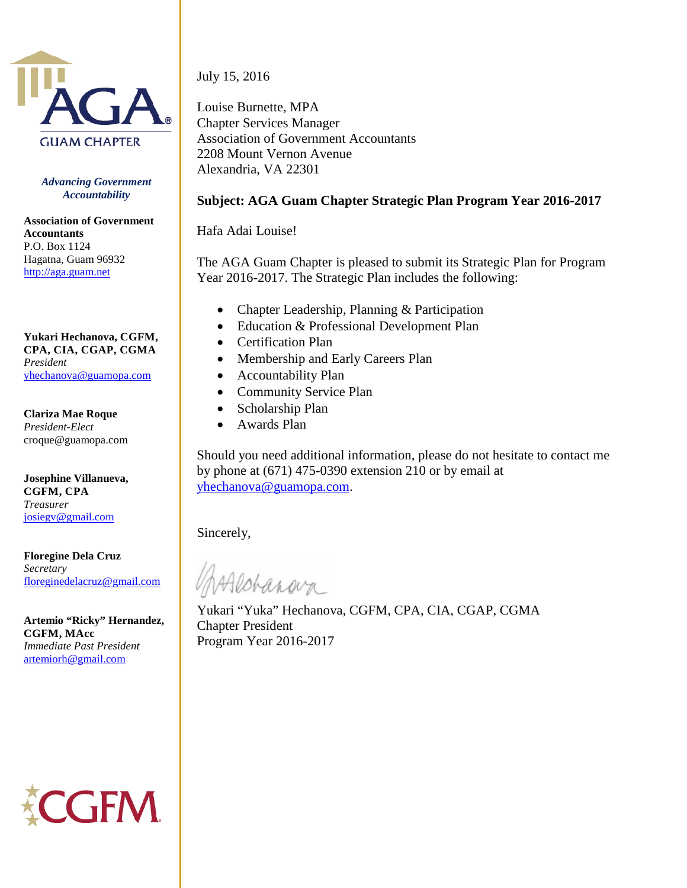AGA GUAM CHAPTER

*Advancing Government Accountability*

**Association of Government Accountants**
P.O. Box 1124
Hagatna, Guam 96932
http://aga.guam.net

**Yukari Hechanova, CGFM, CPA, CIA, CGAP, CGMA**
*President*
yhechanova@guamopa.com

**Clariza Mae Roque**
*President-Elect*
croque@guamopa.com

**Josephine Villanueva, CGFM, CPA**
*Treasurer*
josiegv@gmail.com

**Floregine Dela Cruz**
*Secretary*
floreginedelacruz@gmail.com

**Artemio "Ricky" Hernandez, CGFM, MAcc**
*Immediate Past President*
artemiorh@gmail.com

CGFM

---

July 15, 2016

Louise Burnette, MPA
Chapter Services Manager
Association of Government Accountants
2208 Mount Vernon Avenue
Alexandria, VA 22301

**Subject: AGA Guam Chapter Strategic Plan Program Year 2016-2017**

Hafa Adai Louise!

The AGA Guam Chapter is pleased to submit its Strategic Plan for Program Year 2016-2017. The Strategic Plan includes the following:

- Chapter Leadership, Planning & Participation
- Education & Professional Development Plan
- Certification Plan
- Membership and Early Careers Plan
- Accountability Plan
- Community Service Plan
- Scholarship Plan
- Awards Plan

Should you need additional information, please do not hesitate to contact me by phone at (671) 475-0390 extension 210 or by email at yhechanova@guamopa.com.

Sincerely,

Yukari "Yuka" Hechanova, CGFM, CPA, CIA, CGAP, CGMA
Chapter President
Program Year 2016-2017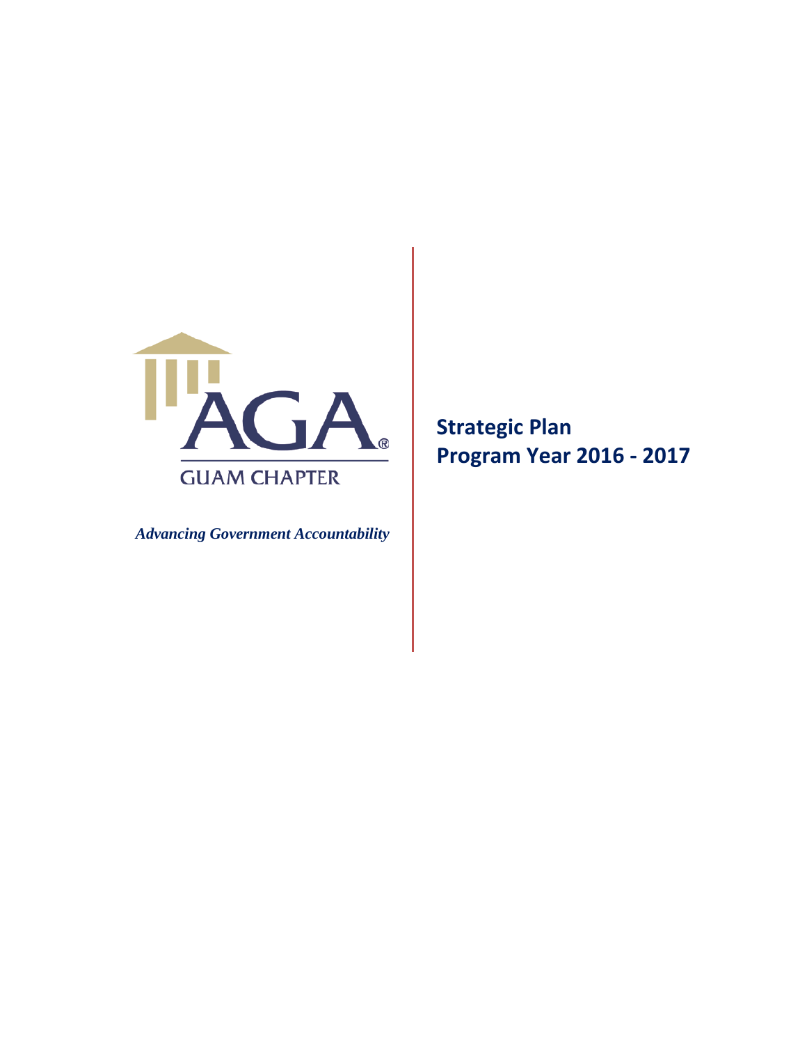GUAM CHAPTER

*Advancing Government Accountability*

**Strategic Plan**
**Program Year 2016 - 2017**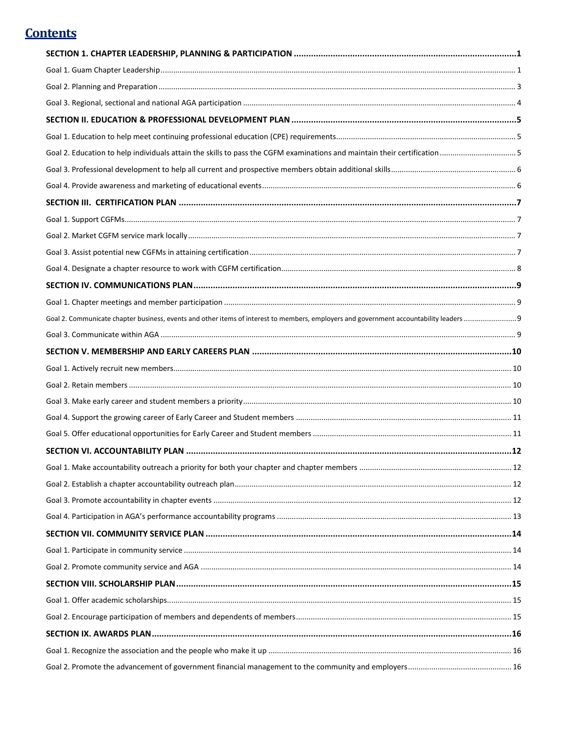# Contents

**SECTION 1. CHAPTER LEADERSHIP, PLANNING & PARTICIPATION .......... 1**

Goal 1. Guam Chapter Leadership .......... 1

Goal 2. Planning and Preparation .......... 3

Goal 3. Regional, sectional and national AGA participation .......... 4

**SECTION II. EDUCATION & PROFESSIONAL DEVELOPMENT PLAN .......... 5**

Goal 1. Education to help meet continuing professional education (CPE) requirements .......... 5

Goal 2. Education to help individuals attain the skills to pass the CGFM examinations and maintain their certification .......... 5

Goal 3. Professional development to help all current and prospective members obtain additional skills .......... 6

Goal 4. Provide awareness and marketing of educational events .......... 6

**SECTION III. CERTIFICATION PLAN .......... 7**

Goal 1. Support CGFMs .......... 7

Goal 2. Market CGFM service mark locally .......... 7

Goal 3. Assist potential new CGFMs in attaining certification .......... 7

Goal 4. Designate a chapter resource to work with CGFM certification .......... 8

**SECTION IV. COMMUNICATIONS PLAN .......... 9**

Goal 1. Chapter meetings and member participation .......... 9

Goal 2. Communicate chapter business, events and other items of interest to members, employers and government accountability leaders .......... 9

Goal 3. Communicate within AGA .......... 9

**SECTION V. MEMBERSHIP AND EARLY CAREERS PLAN .......... 10**

Goal 1. Actively recruit new members .......... 10

Goal 2. Retain members .......... 10

Goal 3. Make early career and student members a priority .......... 10

Goal 4. Support the growing career of Early Career and Student members .......... 11

Goal 5. Offer educational opportunities for Early Career and Student members .......... 11

**SECTION VI. ACCOUNTABILITY PLAN .......... 12**

Goal 1. Make accountability outreach a priority for both your chapter and chapter members .......... 12

Goal 2. Establish a chapter accountability outreach plan .......... 12

Goal 3. Promote accountability in chapter events .......... 12

Goal 4. Participation in AGA's performance accountability programs .......... 13

**SECTION VII. COMMUNITY SERVICE PLAN .......... 14**

Goal 1. Participate in community service .......... 14

Goal 2. Promote community service and AGA .......... 14

**SECTION VIII. SCHOLARSHIP PLAN .......... 15**

Goal 1. Offer academic scholarships .......... 15

Goal 2. Encourage participation of members and dependents of members .......... 15

**SECTION IX. AWARDS PLAN .......... 16**

Goal 1. Recognize the association and the people who make it up .......... 16

Goal 2. Promote the advancement of government financial management to the community and employers .......... 16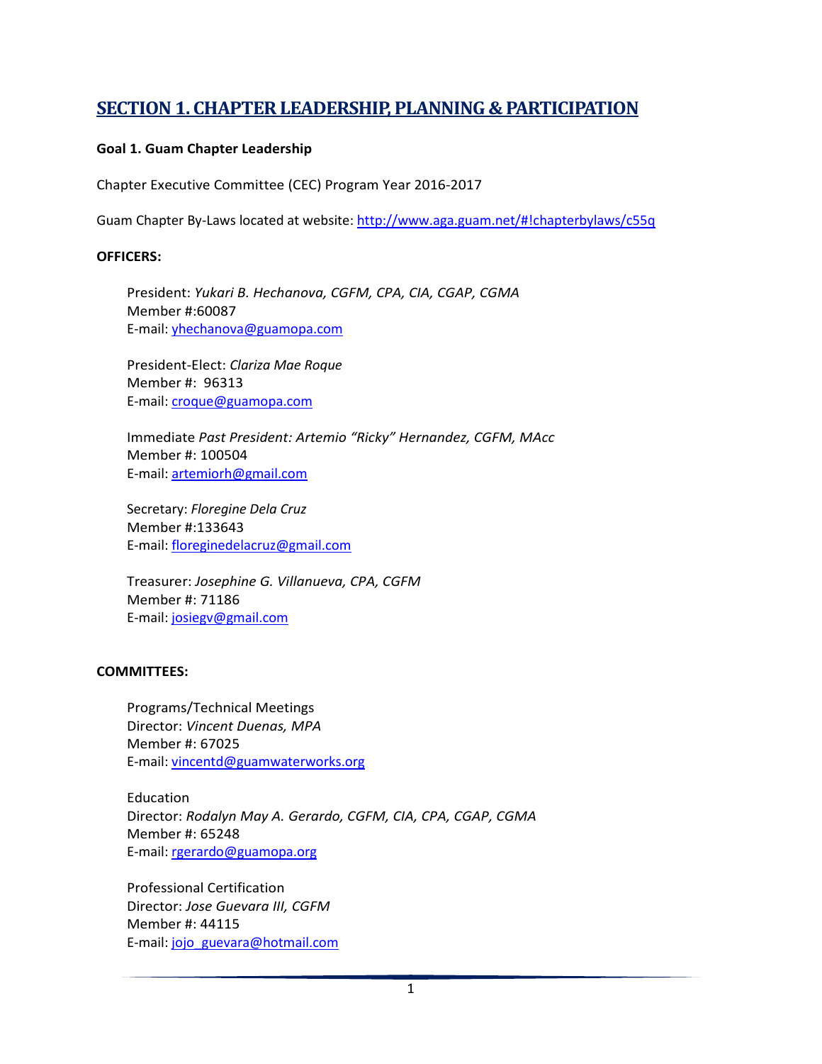## SECTION 1. CHAPTER LEADERSHIP, PLANNING & PARTICIPATION

**Goal 1. Guam Chapter Leadership**

Chapter Executive Committee (CEC) Program Year 2016-2017

Guam Chapter By-Laws located at website: http://www.aga.guam.net/#!chapterbylaws/c55q

**OFFICERS:**

President: *Yukari B. Hechanova, CGFM, CPA, CIA, CGAP, CGMA*
Member #:60087
E-mail: yhechanova@guamopa.com

President-Elect: *Clariza Mae Roque*
Member #: 96313
E-mail: croque@guamopa.com

Immediate *Past President: Artemio "Ricky" Hernandez, CGFM, MAcc*
Member #: 100504
E-mail: artemiorh@gmail.com

Secretary: *Floregine Dela Cruz*
Member #:133643
E-mail: floreginedelacruz@gmail.com

Treasurer: *Josephine G. Villanueva, CPA, CGFM*
Member #: 71186
E-mail: josiegv@gmail.com

**COMMITTEES:**

Programs/Technical Meetings
Director: *Vincent Duenas, MPA*
Member #: 67025
E-mail: vincentd@guamwaterworks.org

Education
Director: *Rodalyn May A. Gerardo, CGFM, CIA, CPA, CGAP, CGMA*
Member #: 65248
E-mail: rgerardo@guamopa.org

Professional Certification
Director: *Jose Guevara III, CGFM*
Member #: 44115
E-mail: jojo_guevara@hotmail.com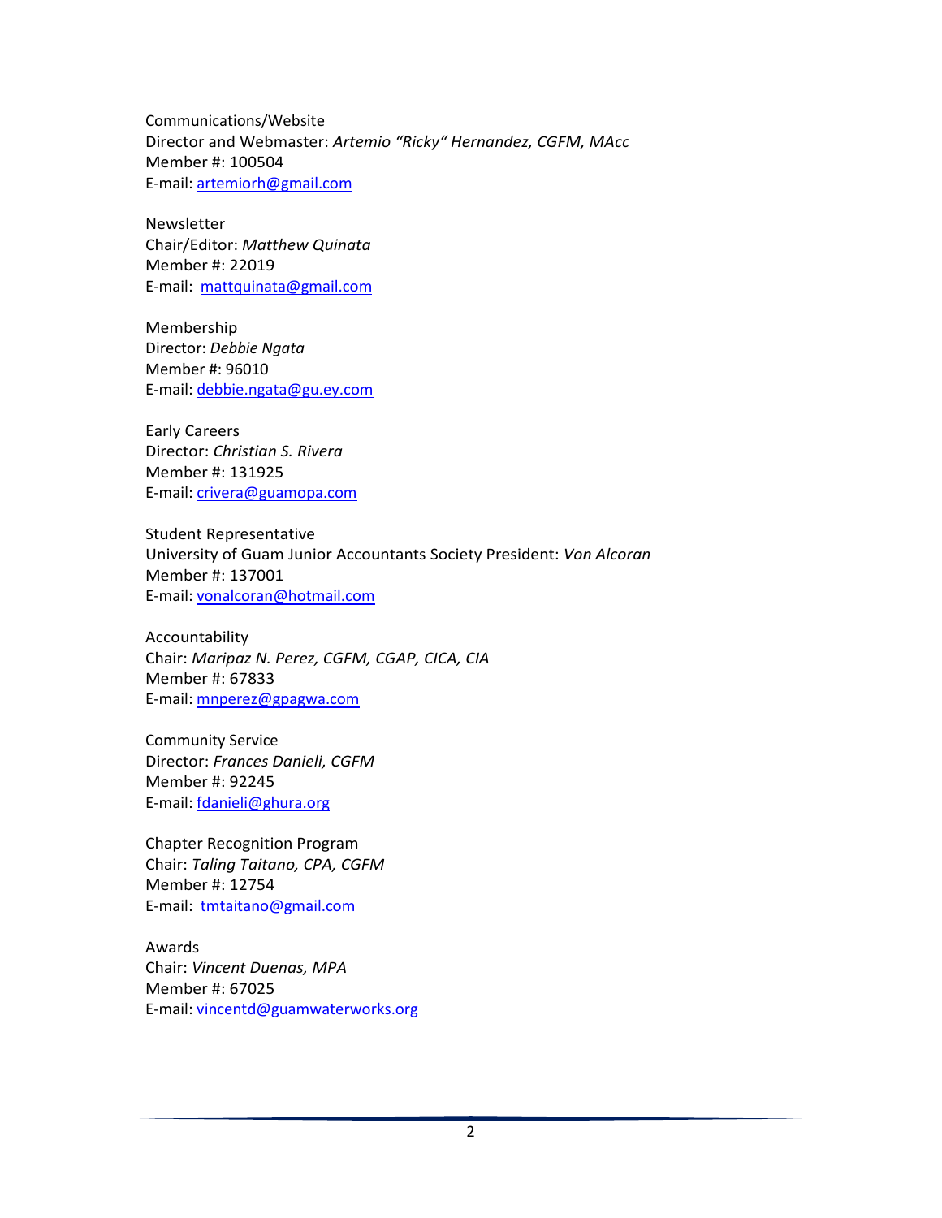Communications/Website
Director and Webmaster: *Artemio "Ricky" Hernandez, CGFM, MAcc*
Member #: 100504
E-mail: artemiorh@gmail.com

Newsletter
Chair/Editor: *Matthew Quinata*
Member #: 22019
E-mail: mattquinata@gmail.com

Membership
Director: *Debbie Ngata*
Member #: 96010
E-mail: debbie.ngata@gu.ey.com

Early Careers
Director: *Christian S. Rivera*
Member #: 131925
E-mail: crivera@guamopa.com

Student Representative
University of Guam Junior Accountants Society President: *Von Alcoran*
Member #: 137001
E-mail: vonalcoran@hotmail.com

Accountability
Chair: *Maripaz N. Perez, CGFM, CGAP, CICA, CIA*
Member #: 67833
E-mail: mnperez@gpagwa.com

Community Service
Director: *Frances Danieli, CGFM*
Member #: 92245
E-mail: fdanieli@ghura.org

Chapter Recognition Program
Chair: *Taling Taitano, CPA, CGFM*
Member #: 12754
E-mail: tmtaitano@gmail.com

Awards
Chair: *Vincent Duenas, MPA*
Member #: 67025
E-mail: vincentd@guamwaterworks.org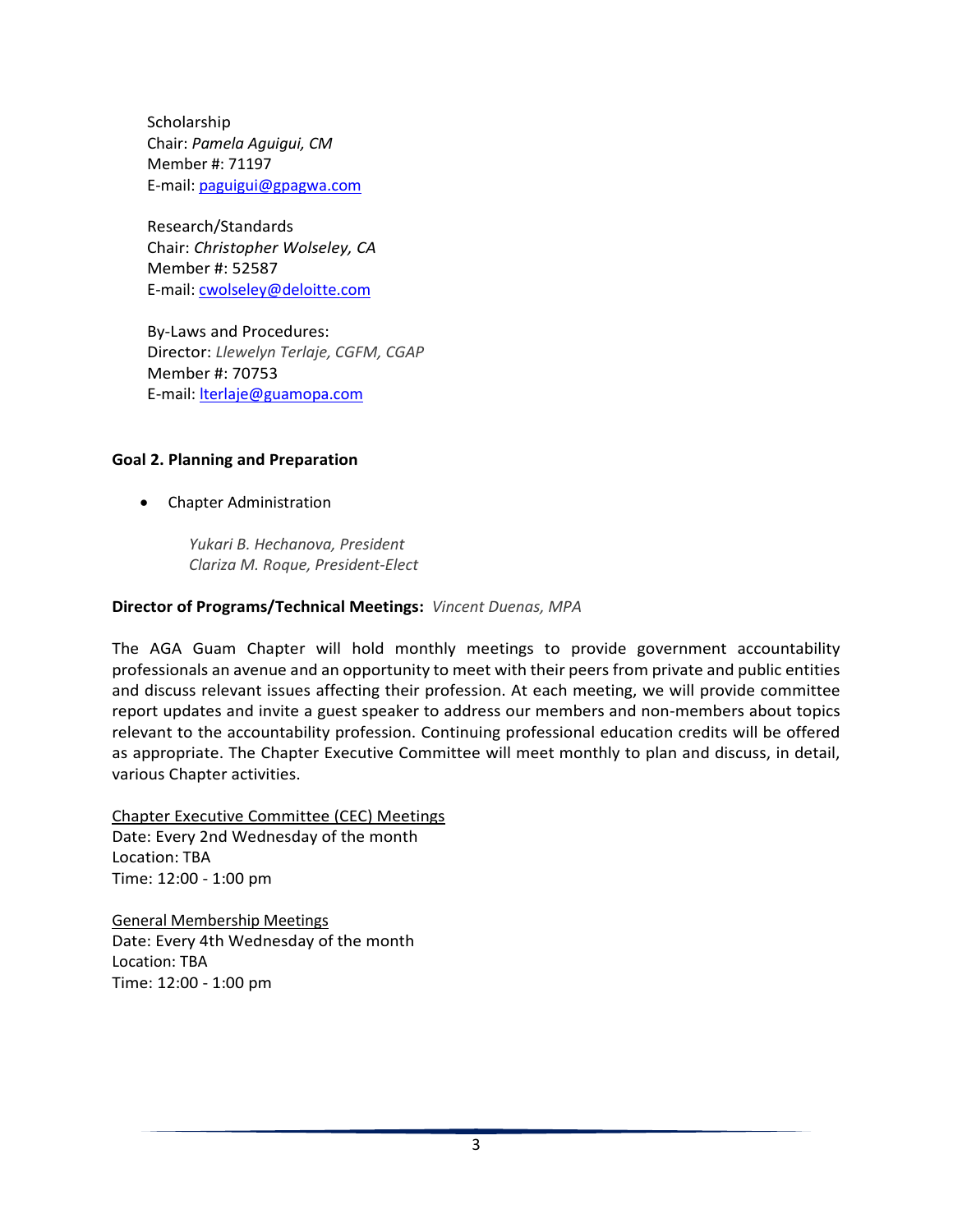Scholarship
Chair: *Pamela Aguigui, CM*
Member #: 71197
E-mail: paguigui@gpagwa.com

Research/Standards
Chair: *Christopher Wolseley, CA*
Member #: 52587
E-mail: cwolseley@deloitte.com

By-Laws and Procedures:
Director: *Llewelyn Terlaje, CGFM, CGAP*
Member #: 70753
E-mail: lterlaje@guamopa.com

**Goal 2. Planning and Preparation**

- Chapter Administration

  *Yukari B. Hechanova, President*
  *Clariza M. Roque, President-Elect*

**Director of Programs/Technical Meetings:** *Vincent Duenas, MPA*

The AGA Guam Chapter will hold monthly meetings to provide government accountability professionals an avenue and an opportunity to meet with their peers from private and public entities and discuss relevant issues affecting their profession. At each meeting, we will provide committee report updates and invite a guest speaker to address our members and non-members about topics relevant to the accountability profession. Continuing professional education credits will be offered as appropriate. The Chapter Executive Committee will meet monthly to plan and discuss, in detail, various Chapter activities.

Chapter Executive Committee (CEC) Meetings
Date: Every 2nd Wednesday of the month
Location: TBA
Time: 12:00 - 1:00 pm

General Membership Meetings
Date: Every 4th Wednesday of the month
Location: TBA
Time: 12:00 - 1:00 pm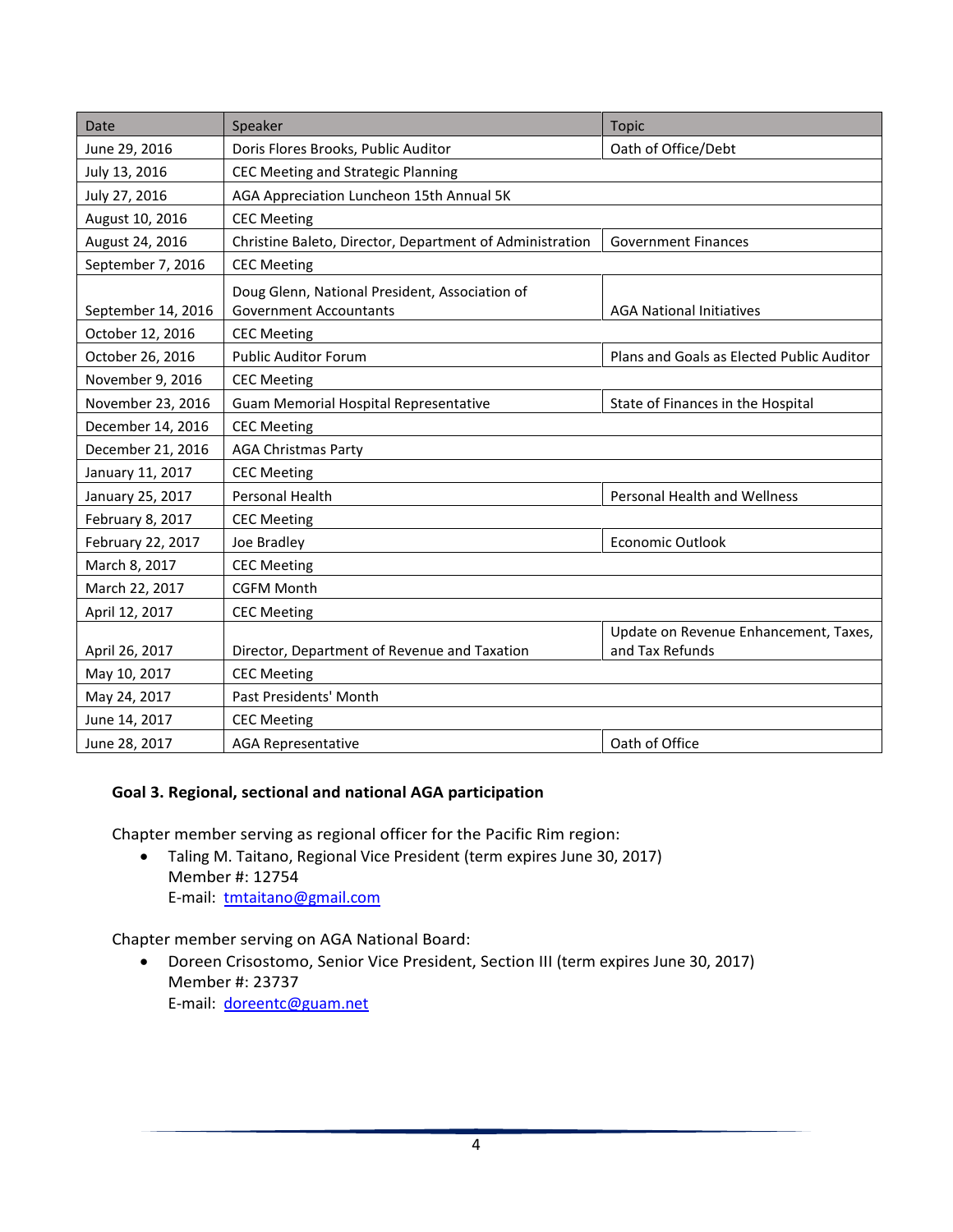| Date | Speaker | Topic |
|---|---|---|
| June 29, 2016 | Doris Flores Brooks, Public Auditor | Oath of Office/Debt |
| July 13, 2016 | CEC Meeting and Strategic Planning | |
| July 27, 2016 | AGA Appreciation Luncheon 15th Annual 5K | |
| August 10, 2016 | CEC Meeting | |
| August 24, 2016 | Christine Baleto, Director, Department of Administration | Government Finances |
| September 7, 2016 | CEC Meeting | |
| September 14, 2016 | Doug Glenn, National President, Association of Government Accountants | AGA National Initiatives |
| October 12, 2016 | CEC Meeting | |
| October 26, 2016 | Public Auditor Forum | Plans and Goals as Elected Public Auditor |
| November 9, 2016 | CEC Meeting | |
| November 23, 2016 | Guam Memorial Hospital Representative | State of Finances in the Hospital |
| December 14, 2016 | CEC Meeting | |
| December 21, 2016 | AGA Christmas Party | |
| January 11, 2017 | CEC Meeting | |
| January 25, 2017 | Personal Health | Personal Health and Wellness |
| February 8, 2017 | CEC Meeting | |
| February 22, 2017 | Joe Bradley | Economic Outlook |
| March 8, 2017 | CEC Meeting | |
| March 22, 2017 | CGFM Month | |
| April 12, 2017 | CEC Meeting | |
| April 26, 2017 | Director, Department of Revenue and Taxation | Update on Revenue Enhancement, Taxes, and Tax Refunds |
| May 10, 2017 | CEC Meeting | |
| May 24, 2017 | Past Presidents' Month | |
| June 14, 2017 | CEC Meeting | |
| June 28, 2017 | AGA Representative | Oath of Office |

**Goal 3. Regional, sectional and national AGA participation**

Chapter member serving as regional officer for the Pacific Rim region:

- Taling M. Taitano, Regional Vice President (term expires June 30, 2017)
  Member #: 12754
  E-mail: tmtaitano@gmail.com

Chapter member serving on AGA National Board:

- Doreen Crisostomo, Senior Vice President, Section III (term expires June 30, 2017)
  Member #: 23737
  E-mail: doreentc@guam.net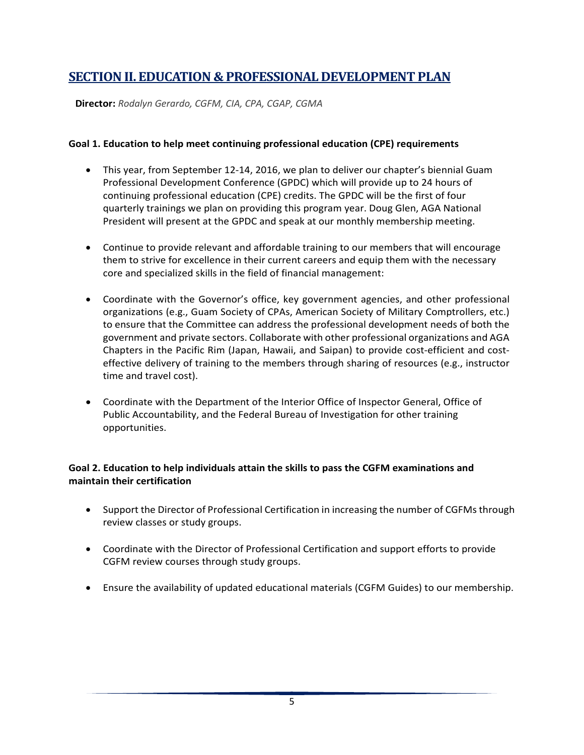## SECTION II. EDUCATION & PROFESSIONAL DEVELOPMENT PLAN

**Director:** *Rodalyn Gerardo, CGFM, CIA, CPA, CGAP, CGMA*

**Goal 1. Education to help meet continuing professional education (CPE) requirements**

- This year, from September 12-14, 2016, we plan to deliver our chapter's biennial Guam Professional Development Conference (GPDC) which will provide up to 24 hours of continuing professional education (CPE) credits. The GPDC will be the first of four quarterly trainings we plan on providing this program year. Doug Glen, AGA National President will present at the GPDC and speak at our monthly membership meeting.

- Continue to provide relevant and affordable training to our members that will encourage them to strive for excellence in their current careers and equip them with the necessary core and specialized skills in the field of financial management:

- Coordinate with the Governor's office, key government agencies, and other professional organizations (e.g., Guam Society of CPAs, American Society of Military Comptrollers, etc.) to ensure that the Committee can address the professional development needs of both the government and private sectors. Collaborate with other professional organizations and AGA Chapters in the Pacific Rim (Japan, Hawaii, and Saipan) to provide cost-efficient and cost-effective delivery of training to the members through sharing of resources (e.g., instructor time and travel cost).

- Coordinate with the Department of the Interior Office of Inspector General, Office of Public Accountability, and the Federal Bureau of Investigation for other training opportunities.

**Goal 2. Education to help individuals attain the skills to pass the CGFM examinations and maintain their certification**

- Support the Director of Professional Certification in increasing the number of CGFMs through review classes or study groups.

- Coordinate with the Director of Professional Certification and support efforts to provide CGFM review courses through study groups.

- Ensure the availability of updated educational materials (CGFM Guides) to our membership.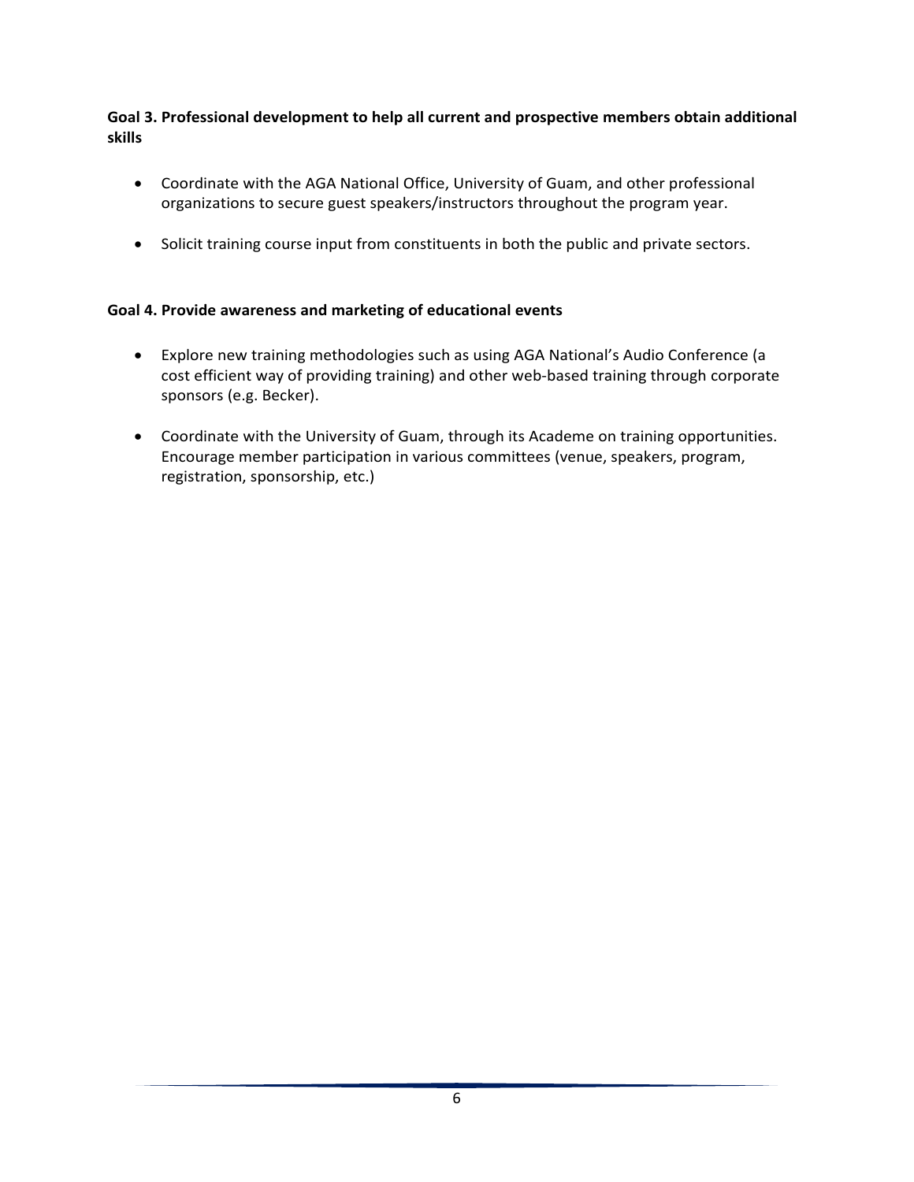**Goal 3. Professional development to help all current and prospective members obtain additional skills**

- Coordinate with the AGA National Office, University of Guam, and other professional organizations to secure guest speakers/instructors throughout the program year.
- Solicit training course input from constituents in both the public and private sectors.

**Goal 4. Provide awareness and marketing of educational events**

- Explore new training methodologies such as using AGA National's Audio Conference (a cost efficient way of providing training) and other web-based training through corporate sponsors (e.g. Becker).
- Coordinate with the University of Guam, through its Academe on training opportunities. Encourage member participation in various committees (venue, speakers, program, registration, sponsorship, etc.)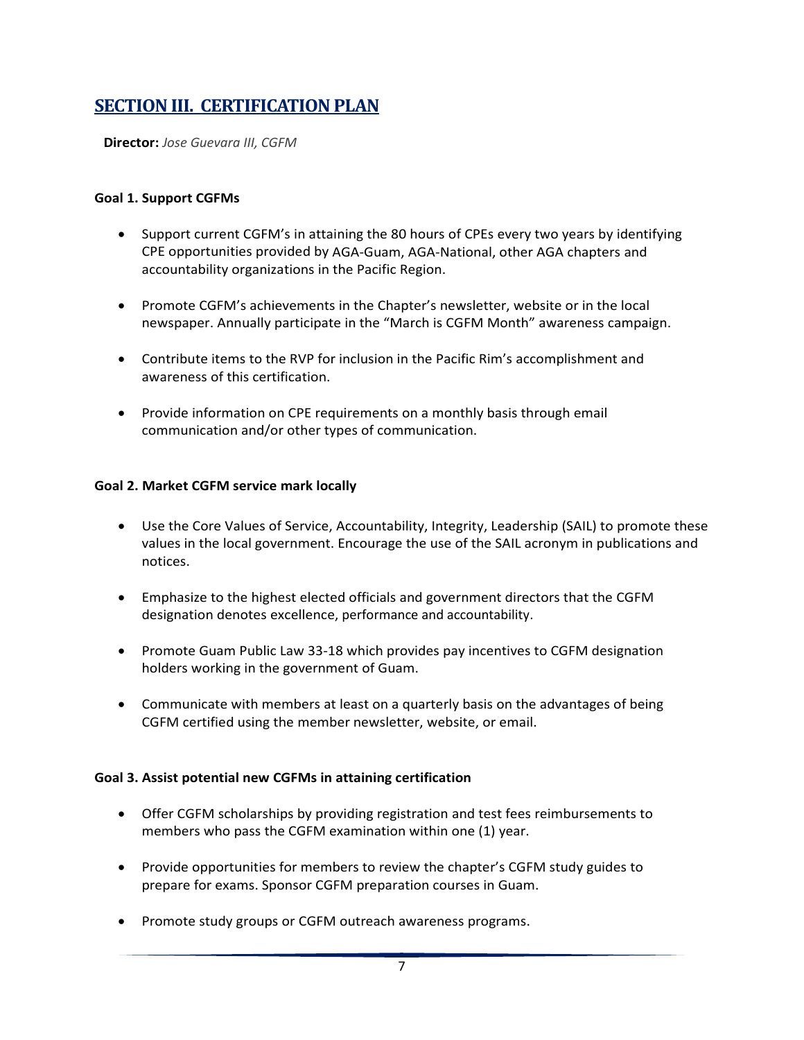## SECTION III. CERTIFICATION PLAN

**Director:** *Jose Guevara III, CGFM*

**Goal 1. Support CGFMs**

- Support current CGFM's in attaining the 80 hours of CPEs every two years by identifying CPE opportunities provided by AGA-Guam, AGA-National, other AGA chapters and accountability organizations in the Pacific Region.

- Promote CGFM's achievements in the Chapter's newsletter, website or in the local newspaper. Annually participate in the "March is CGFM Month" awareness campaign.

- Contribute items to the RVP for inclusion in the Pacific Rim's accomplishment and awareness of this certification.

- Provide information on CPE requirements on a monthly basis through email communication and/or other types of communication.

**Goal 2. Market CGFM service mark locally**

- Use the Core Values of Service, Accountability, Integrity, Leadership (SAIL) to promote these values in the local government. Encourage the use of the SAIL acronym in publications and notices.

- Emphasize to the highest elected officials and government directors that the CGFM designation denotes excellence, performance and accountability.

- Promote Guam Public Law 33-18 which provides pay incentives to CGFM designation holders working in the government of Guam.

- Communicate with members at least on a quarterly basis on the advantages of being CGFM certified using the member newsletter, website, or email.

**Goal 3. Assist potential new CGFMs in attaining certification**

- Offer CGFM scholarships by providing registration and test fees reimbursements to members who pass the CGFM examination within one (1) year.

- Provide opportunities for members to review the chapter's CGFM study guides to prepare for exams. Sponsor CGFM preparation courses in Guam.

- Promote study groups or CGFM outreach awareness programs.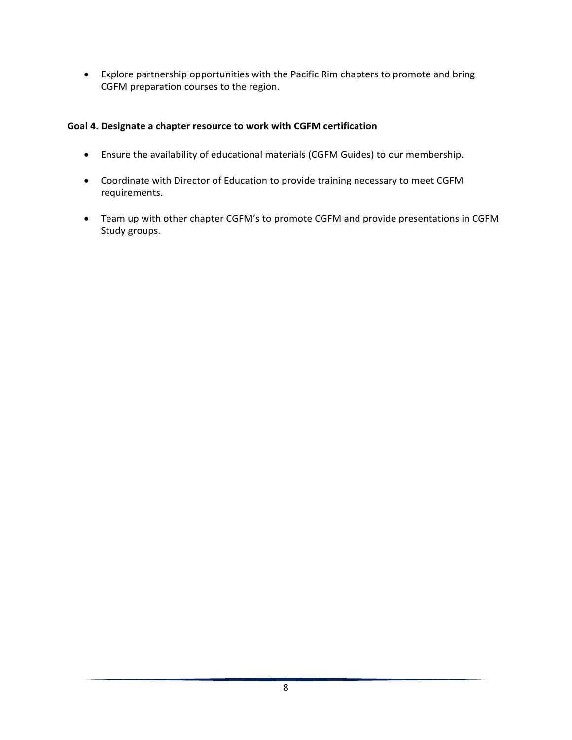- Explore partnership opportunities with the Pacific Rim chapters to promote and bring CGFM preparation courses to the region.

**Goal 4. Designate a chapter resource to work with CGFM certification**

- Ensure the availability of educational materials (CGFM Guides) to our membership.

- Coordinate with Director of Education to provide training necessary to meet CGFM requirements.

- Team up with other chapter CGFM's to promote CGFM and provide presentations in CGFM Study groups.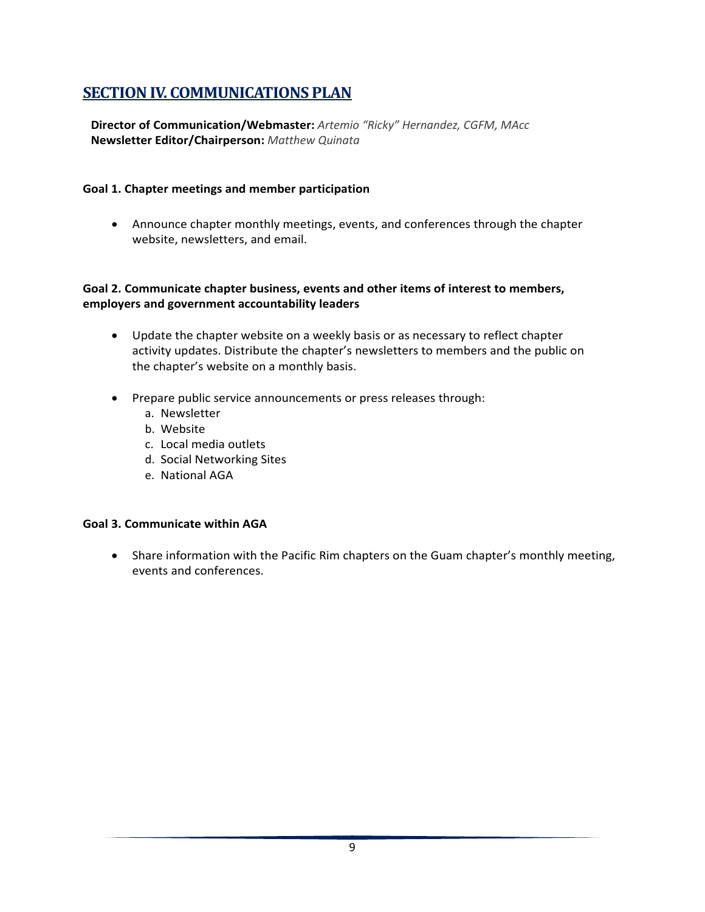## SECTION IV. COMMUNICATIONS PLAN

**Director of Communication/Webmaster:** *Artemio "Ricky" Hernandez, CGFM, MAcc*
**Newsletter Editor/Chairperson:** *Matthew Quinata*

**Goal 1. Chapter meetings and member participation**

- Announce chapter monthly meetings, events, and conferences through the chapter website, newsletters, and email.

**Goal 2. Communicate chapter business, events and other items of interest to members, employers and government accountability leaders**

- Update the chapter website on a weekly basis or as necessary to reflect chapter activity updates. Distribute the chapter's newsletters to members and the public on the chapter's website on a monthly basis.

- Prepare public service announcements or press releases through:
  a. Newsletter
  b. Website
  c. Local media outlets
  d. Social Networking Sites
  e. National AGA

**Goal 3. Communicate within AGA**

- Share information with the Pacific Rim chapters on the Guam chapter's monthly meeting, events and conferences.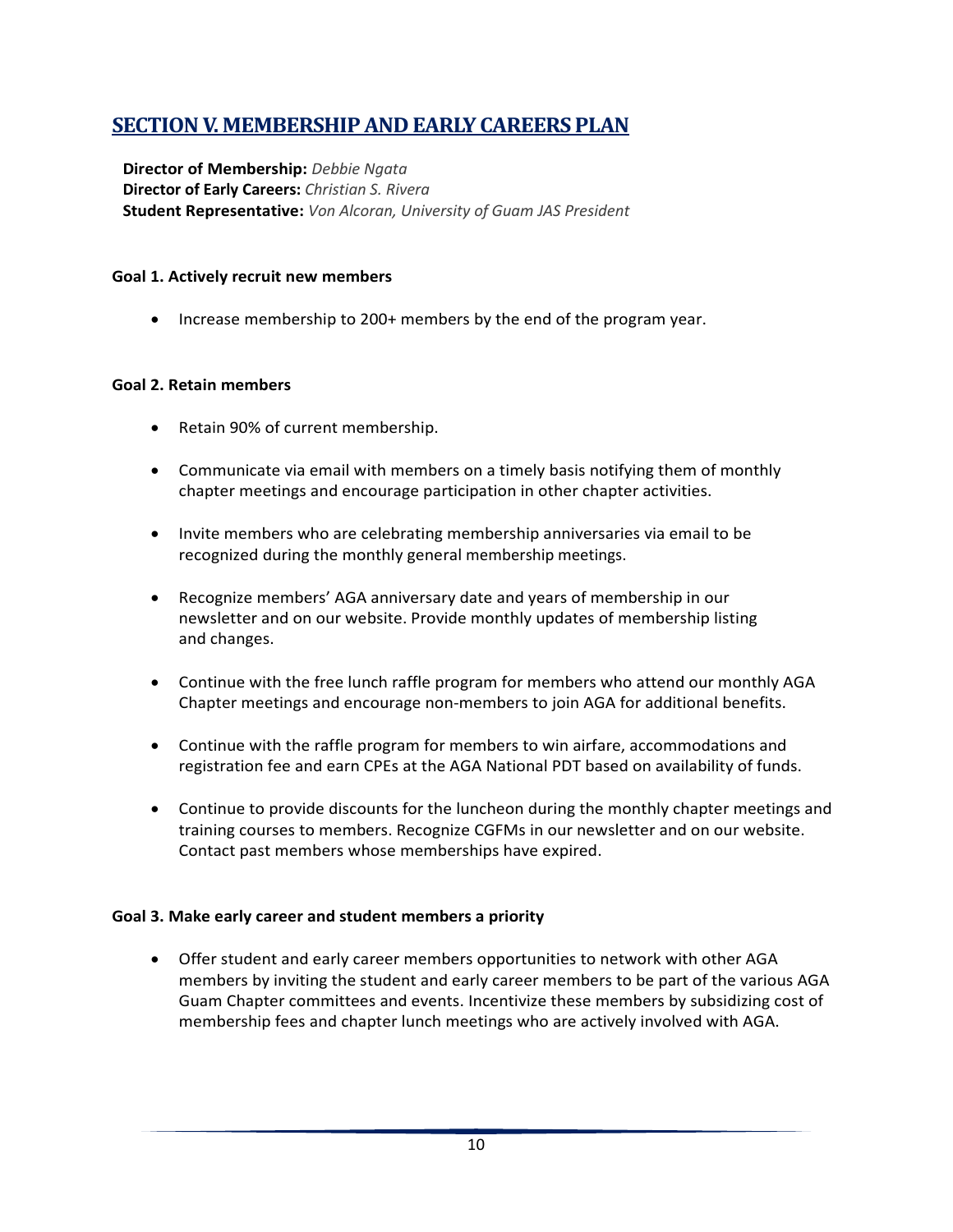## SECTION V. MEMBERSHIP AND EARLY CAREERS PLAN

**Director of Membership:** *Debbie Ngata*
**Director of Early Careers:** *Christian S. Rivera*
**Student Representative:** *Von Alcoran, University of Guam JAS President*

**Goal 1. Actively recruit new members**

- Increase membership to 200+ members by the end of the program year.

**Goal 2. Retain members**

- Retain 90% of current membership.
- Communicate via email with members on a timely basis notifying them of monthly chapter meetings and encourage participation in other chapter activities.
- Invite members who are celebrating membership anniversaries via email to be recognized during the monthly general membership meetings.
- Recognize members' AGA anniversary date and years of membership in our newsletter and on our website. Provide monthly updates of membership listing and changes.
- Continue with the free lunch raffle program for members who attend our monthly AGA Chapter meetings and encourage non-members to join AGA for additional benefits.
- Continue with the raffle program for members to win airfare, accommodations and registration fee and earn CPEs at the AGA National PDT based on availability of funds.
- Continue to provide discounts for the luncheon during the monthly chapter meetings and training courses to members. Recognize CGFMs in our newsletter and on our website. Contact past members whose memberships have expired.

**Goal 3. Make early career and student members a priority**

- Offer student and early career members opportunities to network with other AGA members by inviting the student and early career members to be part of the various AGA Guam Chapter committees and events. Incentivize these members by subsidizing cost of membership fees and chapter lunch meetings who are actively involved with AGA.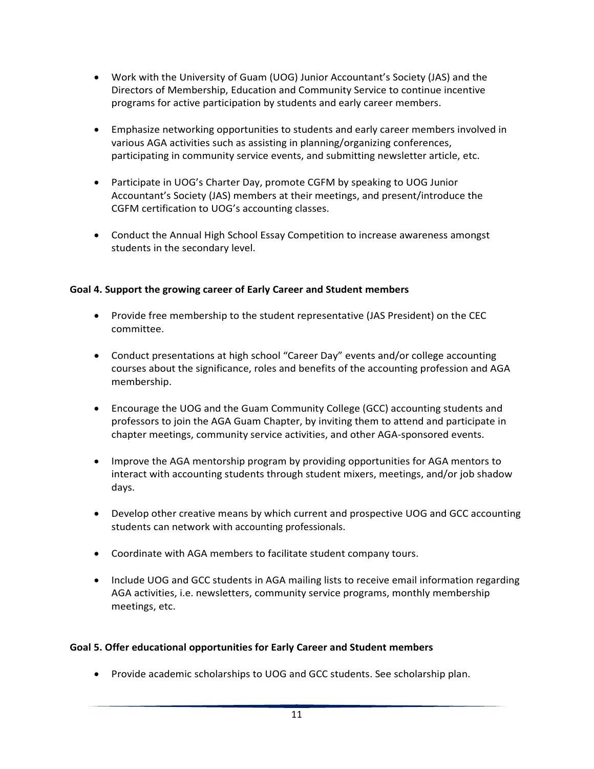- Work with the University of Guam (UOG) Junior Accountant's Society (JAS) and the Directors of Membership, Education and Community Service to continue incentive programs for active participation by students and early career members.

- Emphasize networking opportunities to students and early career members involved in various AGA activities such as assisting in planning/organizing conferences, participating in community service events, and submitting newsletter article, etc.

- Participate in UOG's Charter Day, promote CGFM by speaking to UOG Junior Accountant's Society (JAS) members at their meetings, and present/introduce the CGFM certification to UOG's accounting classes.

- Conduct the Annual High School Essay Competition to increase awareness amongst students in the secondary level.

**Goal 4. Support the growing career of Early Career and Student members**

- Provide free membership to the student representative (JAS President) on the CEC committee.

- Conduct presentations at high school "Career Day" events and/or college accounting courses about the significance, roles and benefits of the accounting profession and AGA membership.

- Encourage the UOG and the Guam Community College (GCC) accounting students and professors to join the AGA Guam Chapter, by inviting them to attend and participate in chapter meetings, community service activities, and other AGA-sponsored events.

- Improve the AGA mentorship program by providing opportunities for AGA mentors to interact with accounting students through student mixers, meetings, and/or job shadow days.

- Develop other creative means by which current and prospective UOG and GCC accounting students can network with accounting professionals.

- Coordinate with AGA members to facilitate student company tours.

- Include UOG and GCC students in AGA mailing lists to receive email information regarding AGA activities, i.e. newsletters, community service programs, monthly membership meetings, etc.

**Goal 5. Offer educational opportunities for Early Career and Student members**

- Provide academic scholarships to UOG and GCC students. See scholarship plan.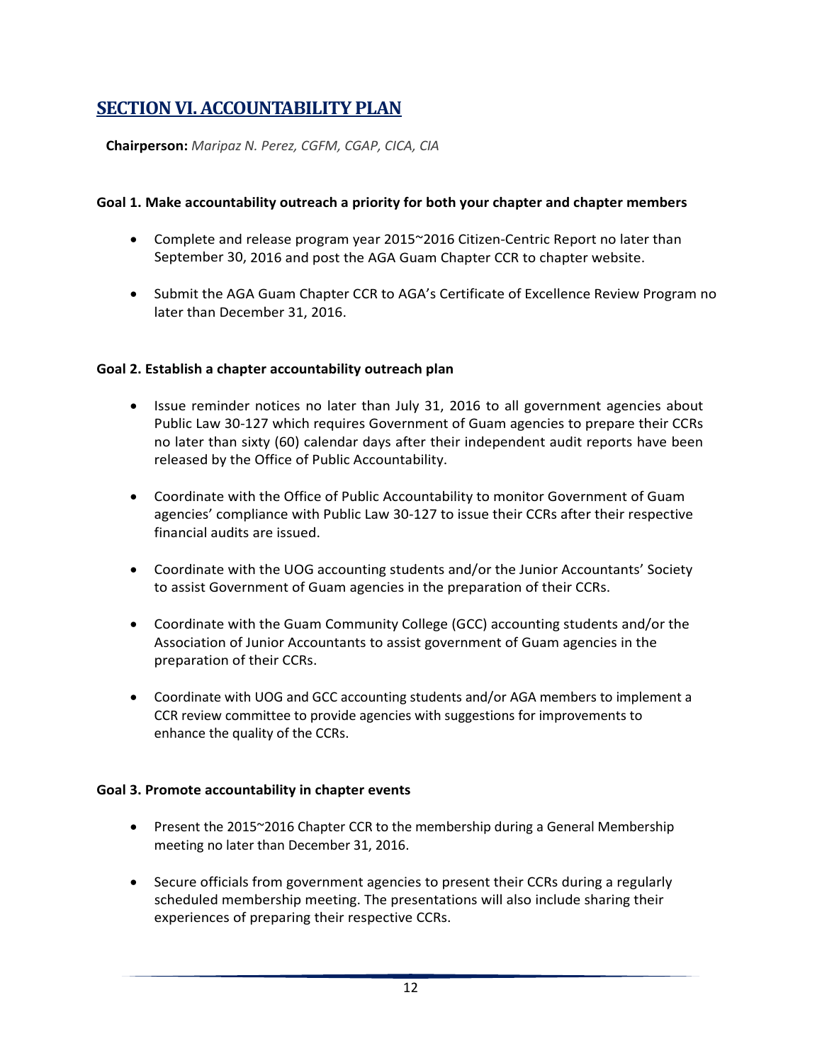# SECTION VI. ACCOUNTABILITY PLAN

**Chairperson:** *Maripaz N. Perez, CGFM, CGAP, CICA, CIA*

**Goal 1. Make accountability outreach a priority for both your chapter and chapter members**

- Complete and release program year 2015~2016 Citizen-Centric Report no later than September 30, 2016 and post the AGA Guam Chapter CCR to chapter website.
- Submit the AGA Guam Chapter CCR to AGA's Certificate of Excellence Review Program no later than December 31, 2016.

**Goal 2. Establish a chapter accountability outreach plan**

- Issue reminder notices no later than July 31, 2016 to all government agencies about Public Law 30-127 which requires Government of Guam agencies to prepare their CCRs no later than sixty (60) calendar days after their independent audit reports have been released by the Office of Public Accountability.
- Coordinate with the Office of Public Accountability to monitor Government of Guam agencies' compliance with Public Law 30-127 to issue their CCRs after their respective financial audits are issued.
- Coordinate with the UOG accounting students and/or the Junior Accountants' Society to assist Government of Guam agencies in the preparation of their CCRs.
- Coordinate with the Guam Community College (GCC) accounting students and/or the Association of Junior Accountants to assist government of Guam agencies in the preparation of their CCRs.
- Coordinate with UOG and GCC accounting students and/or AGA members to implement a CCR review committee to provide agencies with suggestions for improvements to enhance the quality of the CCRs.

**Goal 3. Promote accountability in chapter events**

- Present the 2015~2016 Chapter CCR to the membership during a General Membership meeting no later than December 31, 2016.
- Secure officials from government agencies to present their CCRs during a regularly scheduled membership meeting. The presentations will also include sharing their experiences of preparing their respective CCRs.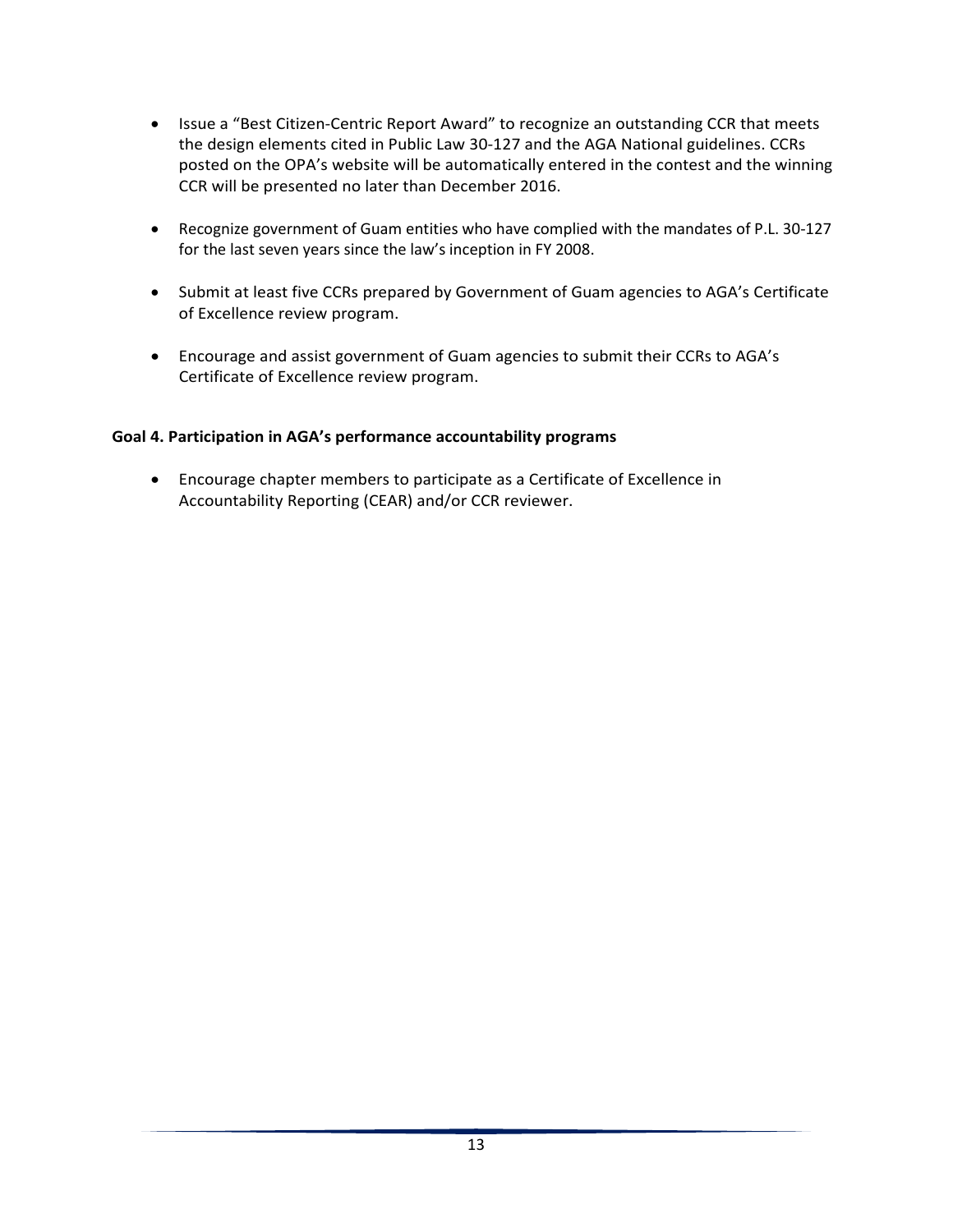- Issue a "Best Citizen-Centric Report Award" to recognize an outstanding CCR that meets the design elements cited in Public Law 30-127 and the AGA National guidelines. CCRs posted on the OPA's website will be automatically entered in the contest and the winning CCR will be presented no later than December 2016.

- Recognize government of Guam entities who have complied with the mandates of P.L. 30-127 for the last seven years since the law's inception in FY 2008.

- Submit at least five CCRs prepared by Government of Guam agencies to AGA's Certificate of Excellence review program.

- Encourage and assist government of Guam agencies to submit their CCRs to AGA's Certificate of Excellence review program.

**Goal 4. Participation in AGA's performance accountability programs**

- Encourage chapter members to participate as a Certificate of Excellence in Accountability Reporting (CEAR) and/or CCR reviewer.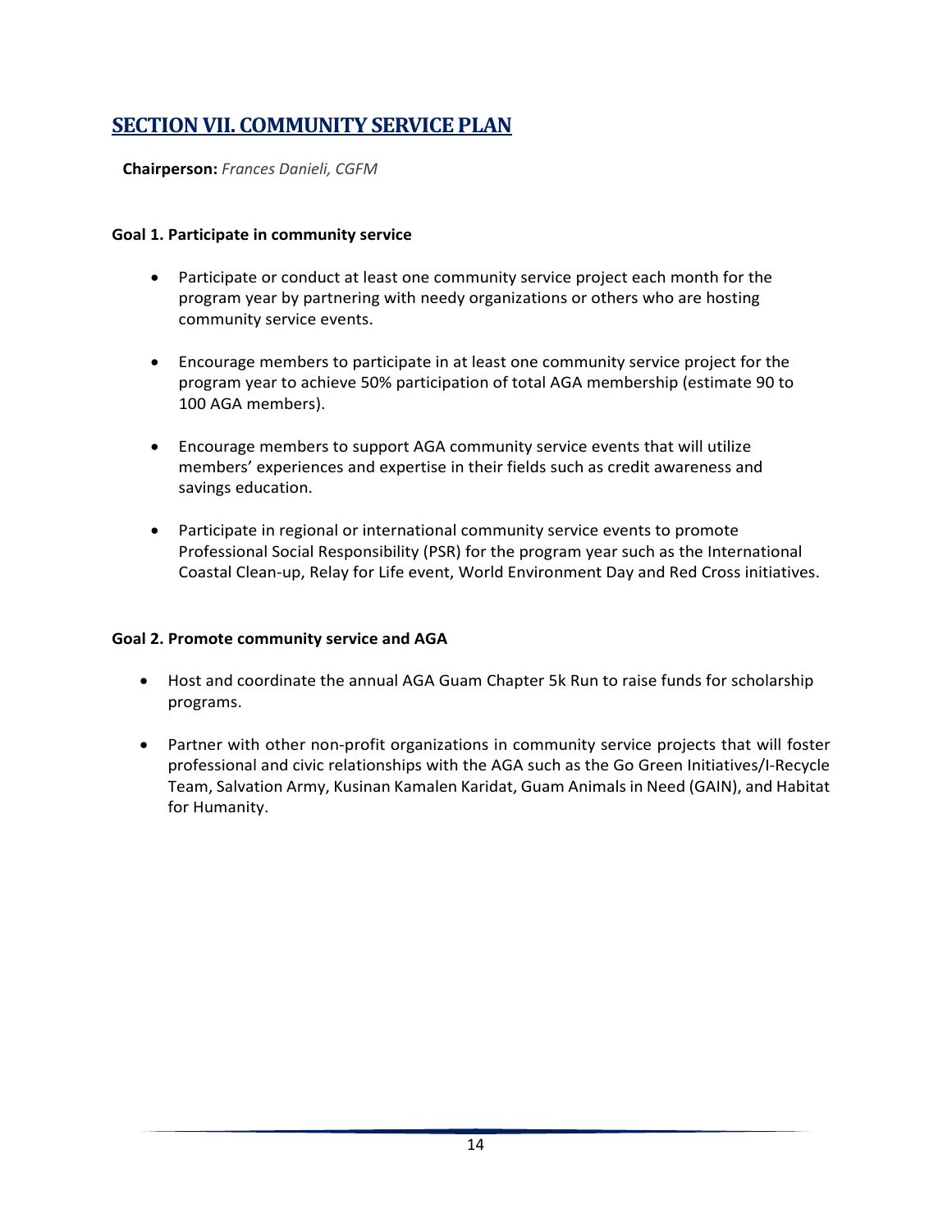## SECTION VII. COMMUNITY SERVICE PLAN

**Chairperson:** *Frances Danieli, CGFM*

**Goal 1. Participate in community service**

- Participate or conduct at least one community service project each month for the program year by partnering with needy organizations or others who are hosting community service events.
- Encourage members to participate in at least one community service project for the program year to achieve 50% participation of total AGA membership (estimate 90 to 100 AGA members).
- Encourage members to support AGA community service events that will utilize members' experiences and expertise in their fields such as credit awareness and savings education.
- Participate in regional or international community service events to promote Professional Social Responsibility (PSR) for the program year such as the International Coastal Clean-up, Relay for Life event, World Environment Day and Red Cross initiatives.

**Goal 2. Promote community service and AGA**

- Host and coordinate the annual AGA Guam Chapter 5k Run to raise funds for scholarship programs.
- Partner with other non-profit organizations in community service projects that will foster professional and civic relationships with the AGA such as the Go Green Initiatives/I-Recycle Team, Salvation Army, Kusinan Kamalen Karidat, Guam Animals in Need (GAIN), and Habitat for Humanity.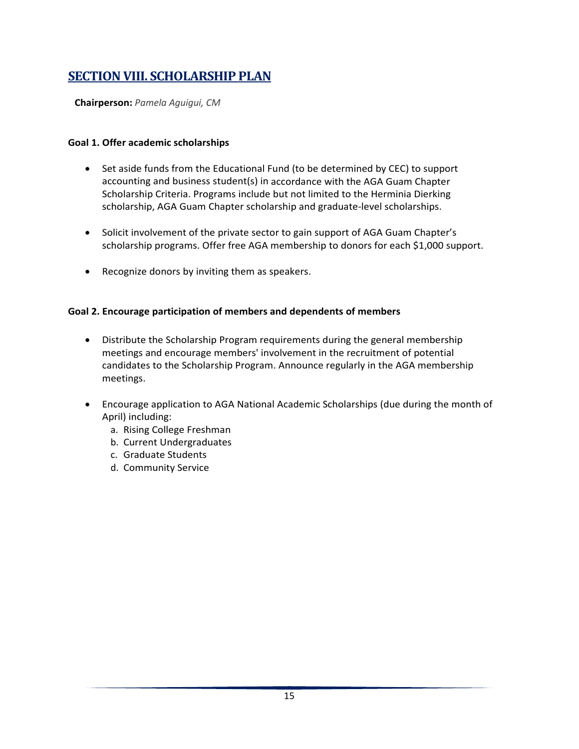## SECTION VIII. SCHOLARSHIP PLAN

**Chairperson:** *Pamela Aguigui, CM*

**Goal 1. Offer academic scholarships**

- Set aside funds from the Educational Fund (to be determined by CEC) to support accounting and business student(s) in accordance with the AGA Guam Chapter Scholarship Criteria. Programs include but not limited to the Herminia Dierking scholarship, AGA Guam Chapter scholarship and graduate-level scholarships.

- Solicit involvement of the private sector to gain support of AGA Guam Chapter's scholarship programs. Offer free AGA membership to donors for each $1,000 support.

- Recognize donors by inviting them as speakers.

**Goal 2. Encourage participation of members and dependents of members**

- Distribute the Scholarship Program requirements during the general membership meetings and encourage members' involvement in the recruitment of potential candidates to the Scholarship Program. Announce regularly in the AGA membership meetings.

- Encourage application to AGA National Academic Scholarships (due during the month of April) including:
  a. Rising College Freshman
  b. Current Undergraduates
  c. Graduate Students
  d. Community Service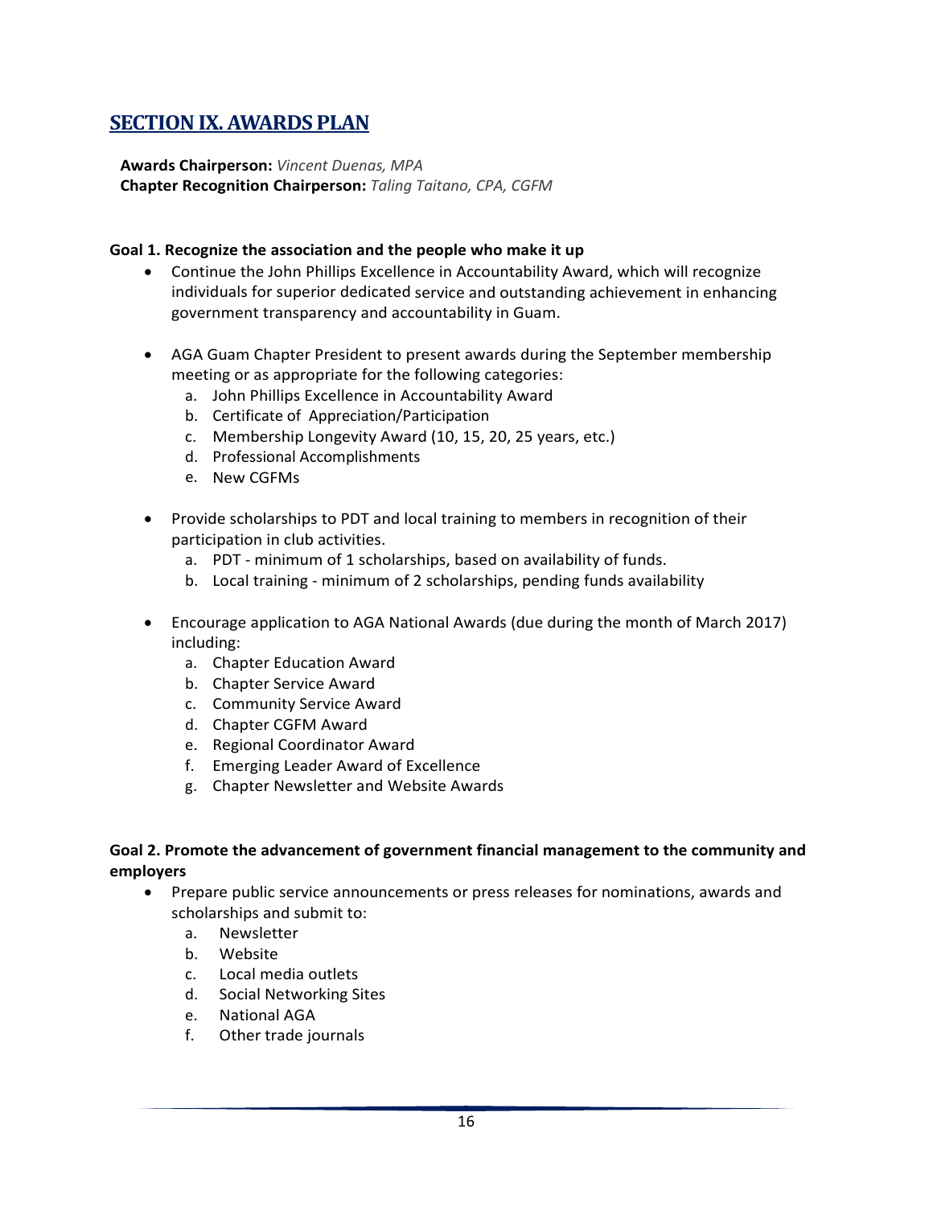## SECTION IX. AWARDS PLAN

**Awards Chairperson:** *Vincent Duenas, MPA*
**Chapter Recognition Chairperson:** *Taling Taitano, CPA, CGFM*

**Goal 1. Recognize the association and the people who make it up**

- Continue the John Phillips Excellence in Accountability Award, which will recognize individuals for superior dedicated service and outstanding achievement in enhancing government transparency and accountability in Guam.

- AGA Guam Chapter President to present awards during the September membership meeting or as appropriate for the following categories:
  a. John Phillips Excellence in Accountability Award
  b. Certificate of Appreciation/Participation
  c. Membership Longevity Award (10, 15, 20, 25 years, etc.)
  d. Professional Accomplishments
  e. New CGFMs

- Provide scholarships to PDT and local training to members in recognition of their participation in club activities.
  a. PDT - minimum of 1 scholarships, based on availability of funds.
  b. Local training - minimum of 2 scholarships, pending funds availability

- Encourage application to AGA National Awards (due during the month of March 2017) including:
  a. Chapter Education Award
  b. Chapter Service Award
  c. Community Service Award
  d. Chapter CGFM Award
  e. Regional Coordinator Award
  f. Emerging Leader Award of Excellence
  g. Chapter Newsletter and Website Awards

**Goal 2. Promote the advancement of government financial management to the community and employers**

- Prepare public service announcements or press releases for nominations, awards and scholarships and submit to:
  a. Newsletter
  b. Website
  c. Local media outlets
  d. Social Networking Sites
  e. National AGA
  f. Other trade journals